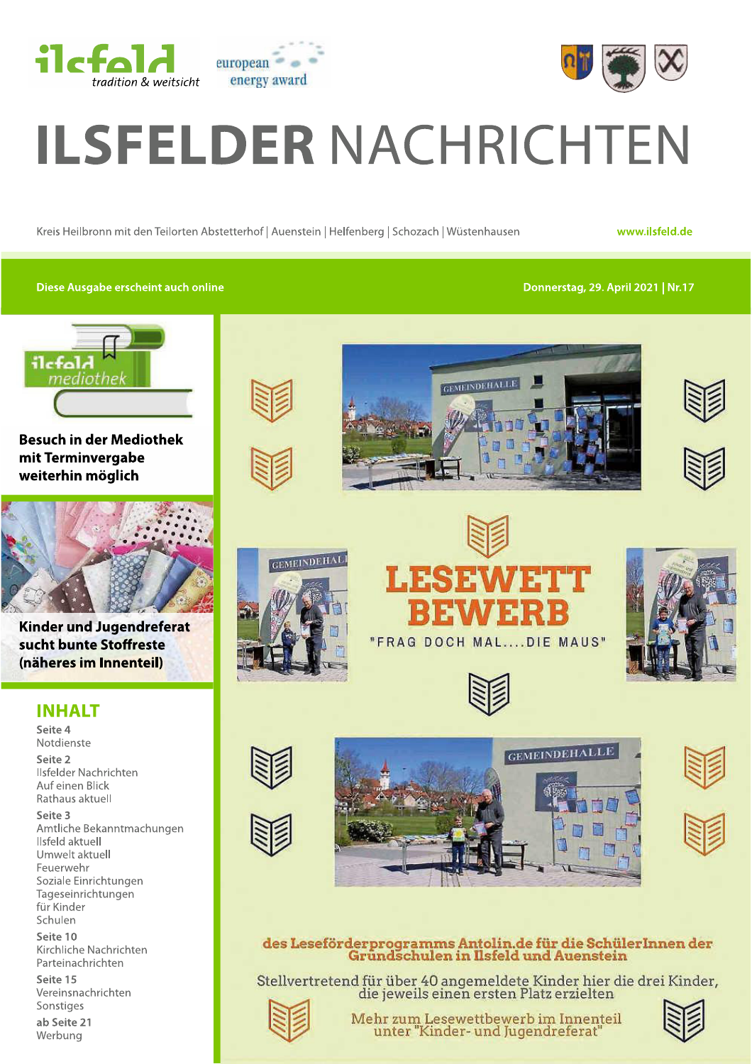ilsfeld tradition & weitsicht

european energy award

# ILSFELDER NACHRICHTEN

Kreis Heilbronn mit den Teilorten Abstetterhof | Auenstein | Helfenberg | Schozach | Wüstenhausen

www.ilsfeld.de

Diese Ausgabe erscheint auch online

Donnerstag, 29. April 2021 | Nr.17

ilsfeld mediothek

**Besuch in der Mediothek mit Terminvergabe weiterhin möglich**

**Kinder und Jugendreferat sucht bunte Stoffreste (näheres im Innenteil)**

## INHALT

**Seite 4**
Notdienste

**Seite 2**
Ilsfelder Nachrichten
Auf einen Blick
Rathaus aktuell

**Seite 3**
Amtliche Bekanntmachungen
Ilsfeld aktuell
Umwelt aktuell
Feuerwehr
Soziale Einrichtungen
Tageseinrichtungen für Kinder
Schulen

**Seite 10**
Kirchliche Nachrichten
Parteinachrichten

**Seite 15**
Vereinsnachrichten
Sonstiges

**ab Seite 21**
Werbung

# LESEWETTBEWERB

"FRAG DOCH MAL....DIE MAUS"

des Leseförderprogramms Antolin.de für die SchülerInnen der Grundschulen in Ilsfeld und Auenstein

Stellvertretend für über 40 angemeldete Kinder hier die drei Kinder, die jeweils einen ersten Platz erzielten

Mehr zum Lesewettbewerb im Innenteil unter "Kinder- und Jugendreferat"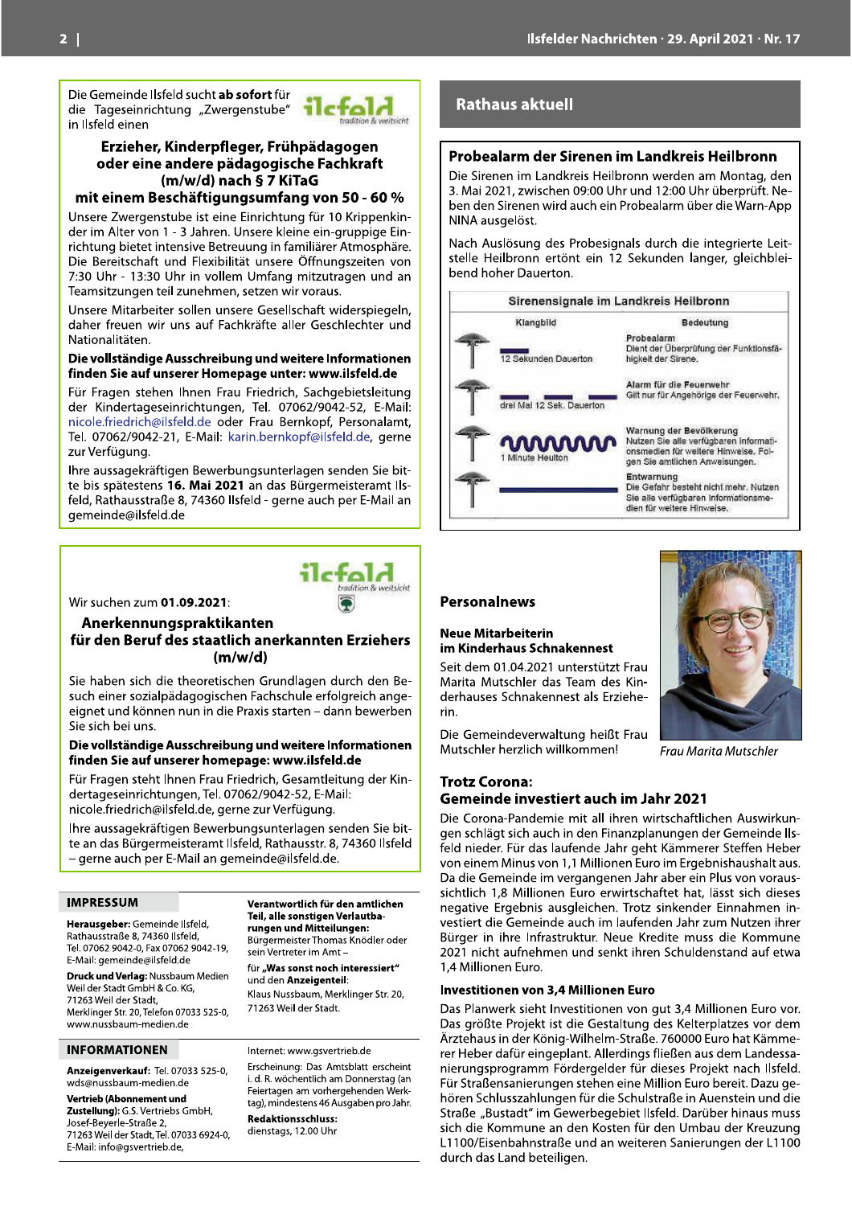Die Gemeinde Ilsfeld sucht **ab sofort** für die Tageseinrichtung „Zwergenstube" in Ilsfeld einen

### Erzieher, Kinderpfleger, Frühpädagogen oder eine andere pädagogische Fachkraft (m/w/d) nach § 7 KiTaG mit einem Beschäftigungsumfang von 50 - 60 %

Unsere Zwergenstube ist eine Einrichtung für 10 Krippenkinder im Alter von 1 - 3 Jahren. Unsere kleine ein-gruppige Einrichtung bietet intensive Betreuung in familiärer Atmosphäre. Die Bereitschaft und Flexibilität unsere Öffnungszeiten von 7:30 Uhr - 13:30 Uhr in vollem Umfang mitzutragen und an Teamsitzungen teil zunehmen, setzen wir voraus.

Unsere Mitarbeiter sollen unsere Gesellschaft widerspiegeln, daher freuen wir uns auf Fachkräfte aller Geschlechter und Nationalitäten.

**Die vollständige Ausschreibung und weitere Informationen finden Sie auf unserer Homepage unter: www.ilsfeld.de**

Für Fragen stehen Ihnen Frau Friedrich, Sachgebietsleitung der Kindertageseinrichtungen, Tel. 07062/9042-52, E-Mail: nicole.friedrich@ilsfeld.de oder Frau Bernkopf, Personalamt, Tel. 07062/9042-21, E-Mail: karin.bernkopf@ilsfeld.de, gerne zur Verfügung.

Ihre aussagekräftigen Bewerbungsunterlagen senden Sie bitte bis spätestens **16. Mai 2021** an das Bürgermeisteramt Ilsfeld, Rathausstraße 8, 74360 Ilsfeld - gerne auch per E-Mail an gemeinde@ilsfeld.de

---

Wir suchen zum **01.09.2021**:

### Anerkennungspraktikanten für den Beruf des staatlich anerkannten Erziehers (m/w/d)

Sie haben sich die theoretischen Grundlagen durch den Besuch einer sozialpädagogischen Fachschule erfolgreich angeeignet und können nun in die Praxis starten – dann bewerben Sie sich bei uns.

**Die vollständige Ausschreibung und weitere Informationen finden Sie auf unserer homepage: www.ilsfeld.de**

Für Fragen steht Ihnen Frau Friedrich, Gesamtleitung der Kindertageseinrichtungen, Tel. 07062/9042-52, E-Mail: nicole.friedrich@ilsfeld.de, gerne zur Verfügung.

Ihre aussagekräftigen Bewerbungsunterlagen senden Sie bitte an das Bürgermeisteramt Ilsfeld, Rathausstr. 8, 74360 Ilsfeld – gerne auch per E-Mail an gemeinde@ilsfeld.de.

---

## IMPRESSUM

**Herausgeber:** Gemeinde Ilsfeld, Rathausstraße 8, 74360 Ilsfeld, Tel. 07062 9042-0, Fax 07062 9042-19, E-Mail: gemeinde@ilsfeld.de

**Druck und Verlag:** Nussbaum Medien Weil der Stadt GmbH & Co. KG, 71263 Weil der Stadt, Merklinger Str. 20, Telefon 07033 525-0, www.nussbaum-medien.de

**Verantwortlich für den amtlichen Teil, alle sonstigen Verlautbarungen und Mitteilungen:** Bürgermeister Thomas Knödler oder sein Vertreter im Amt –

für **„Was sonst noch interessiert"** und den **Anzeigenteil**: Klaus Nussbaum, Merklinger Str. 20, 71263 Weil der Stadt.

## INFORMATIONEN

**Anzeigenverkauf:** Tel. 07033 525-0, wds@nussbaum-medien.de

**Vertrieb (Abonnement und Zustellung):** G.S. Vertriebs GmbH, Josef-Beyerle-Straße 2, 71263 Weil der Stadt, Tel. 07033 6924-0, E-Mail: info@gsvertrieb.de,

Internet: www.gsvertrieb.de

Erscheinung: Das Amtsblatt erscheint i. d. R. wöchentlich am Donnerstag (an Feiertagen am vorhergehenden Werktag), mindestens 46 Ausgaben pro Jahr.

**Redaktionsschluss:** dienstags, 12.00 Uhr

---

# Rathaus aktuell

## Probealarm der Sirenen im Landkreis Heilbronn

Die Sirenen im Landkreis Heilbronn werden am Montag, den 3. Mai 2021, zwischen 09:00 Uhr und 12:00 Uhr überprüft. Neben den Sirenen wird auch ein Probealarm über die Warn-App NINA ausgelöst.

Nach Auslösung des Probesignals durch die integrierte Leitstelle Heilbronn ertönt ein 12 Sekunden langer, gleichbleibend hoher Dauerton.

**Sirenensignale im Landkreis Heilbronn**

| Klangbild | Bedeutung |
| --- | --- |
| 12 Sekunden Dauerton | **Probealarm** Dient der Überprüfung der Funktionsfähigkeit der Sirene. |
| drei Mal 12 Sek. Dauerton | **Alarm für die Feuerwehr** Gilt nur für Angehörige der Feuerwehr. |
| 1 Minute Heulton | **Warnung der Bevölkerung** Nutzen Sie alle verfügbaren Informationsmedien für weitere Hinweise. Folgen Sie amtlichen Anweisungen. |
| | **Entwarnung** Die Gefahr besteht nicht mehr. Nutzen Sie alle verfügbaren Informationsmedien für weitere Hinweise. |

## Personalnews

### Neue Mitarbeiterin im Kinderhaus Schnakennest

Seit dem 01.04.2021 unterstützt Frau Marita Mutschler das Team des Kinderhauses Schnakennest als Erzieherin.

Die Gemeindeverwaltung heißt Frau Mutschler herzlich willkommen!

*Frau Marita Mutschler*

## Trotz Corona: Gemeinde investiert auch im Jahr 2021

Die Corona-Pandemie mit all ihren wirtschaftlichen Auswirkungen schlägt sich auch in den Finanzplanungen der Gemeinde Ilsfeld nieder. Für das laufende Jahr geht Kämmerer Steffen Heber von einem Minus von 1,1 Millionen Euro im Ergebnishaushalt aus. Da die Gemeinde im vergangenen Jahr aber ein Plus von voraussichtlich 1,8 Millionen Euro erwirtschaftet hat, lässt sich dieses negative Ergebnis ausgleichen. Trotz sinkender Einnahmen investiert die Gemeinde auch im laufenden Jahr zum Nutzen ihrer Bürger in ihre Infrastruktur. Neue Kredite muss die Kommune 2021 nicht aufnehmen und senkt ihren Schuldenstand auf etwa 1,4 Millionen Euro.

### Investitionen von 3,4 Millionen Euro

Das Planwerk sieht Investitionen von gut 3,4 Millionen Euro vor. Das größte Projekt ist die Gestaltung des Kelterplatzes vor dem Ärztehaus in der König-Wilhelm-Straße. 760000 Euro hat Kämmerer Heber dafür eingeplant. Allerdings fließen aus dem Landessanierungsprogramm Fördergelder für dieses Projekt nach Ilsfeld. Für Straßensanierungen stehen eine Million Euro bereit. Dazu gehören Schlusszahlungen für die Schulstraße in Auenstein und die Straße „Bustadt" im Gewerbegebiet Ilsfeld. Darüber hinaus muss sich die Kommune an den Kosten für den Umbau der Kreuzung L1100/Eisenbahnstraße und an weiteren Sanierungen der L1100 durch das Land beteiligen.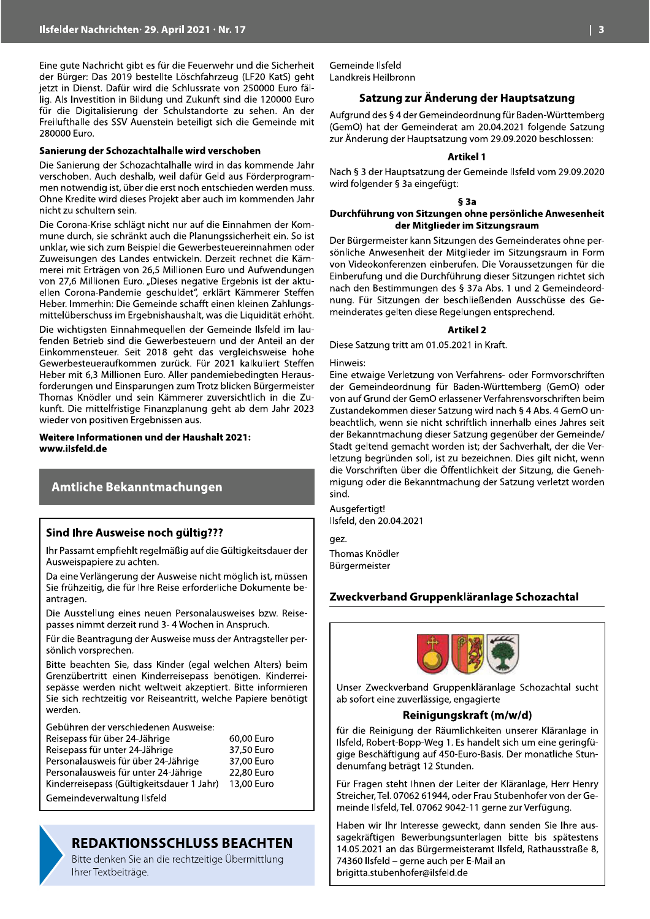Eine gute Nachricht gibt es für die Feuerwehr und die Sicherheit der Bürger: Das 2019 bestellte Löschfahrzeug (LF20 KatS) geht jetzt in Dienst. Dafür wird die Schlussrate von 250000 Euro fällig. Als Investition in Bildung und Zukunft sind die 120000 Euro für die Digitalisierung der Schulstandorte zu sehen. An der Freilufthalle des SSV Auenstein beteiligt sich die Gemeinde mit 280000 Euro.

**Sanierung der Schozachtalhalle wird verschoben**

Die Sanierung der Schozachtalhalle wird in das kommende Jahr verschoben. Auch deshalb, weil dafür Geld aus Förderprogrammen notwendig ist, über die erst noch entschieden werden muss. Ohne Kredite wird dieses Projekt aber auch im kommenden Jahr nicht zu schultern sein.

Die Corona-Krise schlägt nicht nur auf die Einnahmen der Kommune durch, sie schränkt auch die Planungssicherheit ein. So ist unklar, wie sich zum Beispiel die Gewerbesteuereinnahmen oder Zuweisungen des Landes entwickeln. Derzeit rechnet die Kämmerei mit Erträgen von 26,5 Millionen Euro und Aufwendungen von 27,6 Millionen Euro. „Dieses negative Ergebnis ist der aktuellen Corona-Pandemie geschuldet", erklärt Kämmerer Steffen Heber. Immerhin: Die Gemeinde schafft einen kleinen Zahlungsmittelüberschuss im Ergebnishaushalt, was die Liquidität erhöht.

Die wichtigsten Einnahmequellen der Gemeinde Ilsfeld im laufenden Betrieb sind die Gewerbesteuern und der Anteil an der Einkommensteuer. Seit 2018 geht das vergleichsweise hohe Gewerbesteueraufkommen zurück. Für 2021 kalkuliert Steffen Heber mit 6,3 Millionen Euro. Aller pandemiebedingten Herausforderungen und Einsparungen zum Trotz blicken Bürgermeister Thomas Knödler und sein Kämmerer zuversichtlich in die Zukunft. Die mittelfristige Finanzplanung geht ab dem Jahr 2023 wieder von positiven Ergebnissen aus.

**Weitere Informationen und der Haushalt 2021: www.ilsfeld.de**

## Amtliche Bekanntmachungen

### Sind Ihre Ausweise noch gültig???

Ihr Passamt empfiehlt regelmäßig auf die Gültigkeitsdauer der Ausweispapiere zu achten.

Da eine Verlängerung der Ausweise nicht möglich ist, müssen Sie frühzeitig, die für Ihre Reise erforderliche Dokumente beantragen.

Die Ausstellung eines neuen Personalausweises bzw. Reisepasses nimmt derzeit rund 3- 4 Wochen in Anspruch.

Für die Beantragung der Ausweise muss der Antragsteller persönlich vorsprechen.

Bitte beachten Sie, dass Kinder (egal welchen Alters) beim Grenzübertritt einen Kinderreisepass benötigen. Kinderreisepässe werden nicht weltweit akzeptiert. Bitte informieren Sie sich rechtzeitig vor Reiseantritt, welche Papiere benötigt werden.

Gebühren der verschiedenen Ausweise:

| | |
|---|---|
| Reisepass für über 24-Jährige | 60,00 Euro |
| Reisepass für unter 24-Jährige | 37,50 Euro |
| Personalausweis für über 24-Jährige | 37,00 Euro |
| Personalausweis für unter 24-Jährige | 22,80 Euro |
| Kinderreisepass (Gültigkeitsdauer 1 Jahr) | 13,00 Euro |

Gemeindeverwaltung Ilsfeld

**REDAKTIONSSCHLUSS BEACHTEN**

Bitte denken Sie an die rechtzeitige Übermittlung Ihrer Textbeiträge.

Gemeinde Ilsfeld
Landkreis Heilbronn

### Satzung zur Änderung der Hauptsatzung

Aufgrund des § 4 der Gemeindeordnung für Baden-Württemberg (GemO) hat der Gemeinderat am 20.04.2021 folgende Satzung zur Änderung der Hauptsatzung vom 29.09.2020 beschlossen:

**Artikel 1**

Nach § 3 der Hauptsatzung der Gemeinde Ilsfeld vom 29.09.2020 wird folgender § 3a eingefügt:

**§ 3a**
**Durchführung von Sitzungen ohne persönliche Anwesenheit der Mitglieder im Sitzungsraum**

Der Bürgermeister kann Sitzungen des Gemeinderates ohne persönliche Anwesenheit der Mitglieder im Sitzungsraum in Form von Videokonferenzen einberufen. Die Voraussetzungen für die Einberufung und die Durchführung dieser Sitzungen richtet sich nach den Bestimmungen des § 37a Abs. 1 und 2 Gemeindeordnung. Für Sitzungen der beschließenden Ausschüsse des Gemeinderates gelten diese Regelungen entsprechend.

**Artikel 2**

Diese Satzung tritt am 01.05.2021 in Kraft.

Hinweis:
Eine etwaige Verletzung von Verfahrens- oder Formvorschriften der Gemeindeordnung für Baden-Württemberg (GemO) oder von auf Grund der GemO erlassener Verfahrensvorschriften beim Zustandekommen dieser Satzung wird nach § 4 Abs. 4 GemO unbeachtlich, wenn sie nicht schriftlich innerhalb eines Jahres seit der Bekanntmachung dieser Satzung gegenüber der Gemeinde/Stadt geltend gemacht worden ist; der Sachverhalt, der die Verletzung begründen soll, ist zu bezeichnen. Dies gilt nicht, wenn die Vorschriften über die Öffentlichkeit der Sitzung, die Genehmigung oder die Bekanntmachung der Satzung verletzt worden sind.

Ausgefertigt!
Ilsfeld, den 20.04.2021

gez.

Thomas Knödler
Bürgermeister

## Zweckverband Gruppenkläranlage Schozachtal

Unser Zweckverband Gruppenkläranlage Schozachtal sucht ab sofort eine zuverlässige, engagierte

**Reinigungskraft (m/w/d)**

für die Reinigung der Räumlichkeiten unserer Kläranlage in Ilsfeld, Robert-Bopp-Weg 1. Es handelt sich um eine geringfügige Beschäftigung auf 450-Euro-Basis. Der monatliche Stundenumfang beträgt 12 Stunden.

Für Fragen steht Ihnen der Leiter der Kläranlage, Herr Henry Streicher, Tel. 07062 61944, oder Frau Stubenhofer von der Gemeinde Ilsfeld, Tel. 07062 9042-11 gerne zur Verfügung.

Haben wir Ihr Interesse geweckt, dann senden Sie Ihre aussagekräftigen Bewerbungsunterlagen bitte bis spätestens 14.05.2021 an das Bürgermeisteramt Ilsfeld, Rathausstraße 8, 74360 Ilsfeld – gerne auch per E-Mail an brigitta.stubenhofer@ilsfeld.de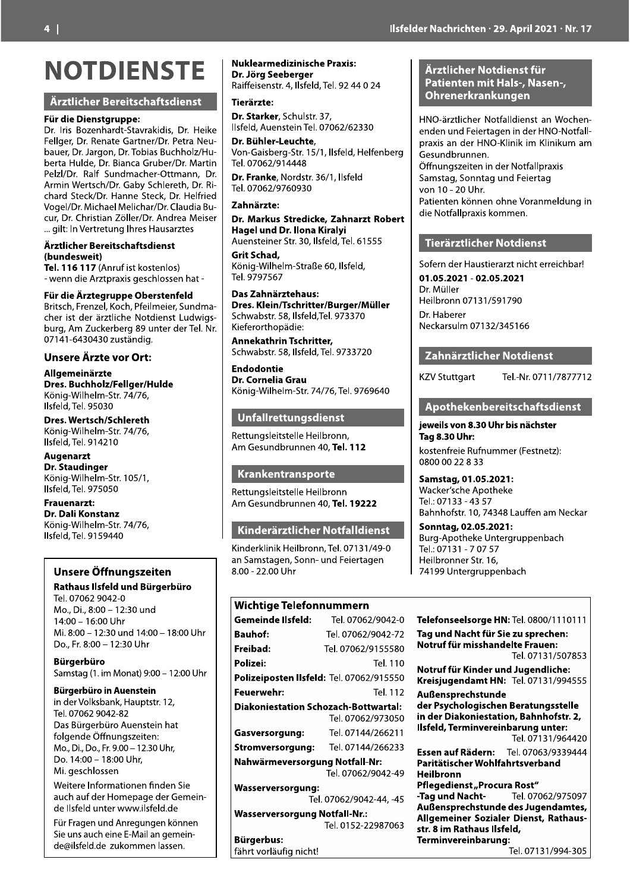# NOTDIENSTE

## Ärztlicher Bereitschaftsdienst

**Für die Dienstgruppe:**
Dr. Iris Bozenhardt-Stavrakidis, Dr. Heike Fellger, Dr. Renate Gartner/Dr. Petra Neubauer, Dr. Jargon, Dr. Tobias Buchholz/Huberta Hulde, Dr. Bianca Gruber/Dr. Martin Pelzl/Dr. Ralf Sundmacher-Ottmann, Dr. Armin Wertsch/Dr. Gaby Schlereth, Dr. Richard Steck/Dr. Hanne Steck, Dr. Helfried Vogel/Dr. Michael Melichar/Dr. Claudia Bucur, Dr. Christian Zöller/Dr. Andrea Meiser ... gilt: In Vertretung Ihres Hausarztes

**Ärztlicher Bereitschaftsdienst (bundesweit)**
**Tel. 116 117** (Anruf ist kostenlos)
- wenn die Arztpraxis geschlossen hat -

**Für die Ärztegruppe Oberstenfeld**
Britsch, Frenzel, Koch, Pfeilmeier, Sundmacher ist der ärztliche Notdienst Ludwigsburg, Am Zuckerberg 89 unter der Tel. Nr. 07141-6430430 zuständig.

### Unsere Ärzte vor Ort:

**Allgemeinärzte**
**Dres. Buchholz/Fellger/Hulde**
König-Wilhelm-Str. 74/76,
Ilsfeld, Tel. 95030

**Dres. Wertsch/Schlereth**
König-Wilhelm-Str. 74/76,
Ilsfeld, Tel. 914210

**Augenarzt**
**Dr. Staudinger**
König-Wilhelm-Str. 105/1,
Ilsfeld, Tel. 975050

**Frauenarzt:**
**Dr. Dali Konstanz**
König-Wilhelm-Str. 74/76,
Ilsfeld, Tel. 9159440

**Nuklearmedizinische Praxis:**
**Dr. Jörg Seeberger**
Raiffeisenstr. 4, Ilsfeld, Tel. 92 44 0 24

**Tierärzte:**

**Dr. Starker**, Schulstr. 37,
Ilsfeld, Auenstein Tel. 07062/62330

**Dr. Bühler-Leuchte**,
Von-Gaisberg-Str. 15/1, Ilsfeld, Helfenberg
Tel. 07062/914448

**Dr. Franke**, Nordstr. 36/1, Ilsfeld
Tel. 07062/9760930

**Zahnärzte:**

**Dr. Markus Stredicke, Zahnarzt Robert Hagel und Dr. Ilona Kiralyi**
Auensteiner Str. 30, Ilsfeld, Tel. 61555

**Grit Schad,**
König-Wilhelm-Straße 60, Ilsfeld,
Tel. 9797567

**Das Zahnärztehaus:**
**Dres. Klein/Tschritter/Burger/Müller**
Schwabstr. 58, Ilsfeld,Tel. 973370
Kieferorthopädie:

**Annekathrin Tschritter,**
Schwabstr. 58, Ilsfeld, Tel. 9733720

**Endodontie**
**Dr. Cornelia Grau**
König-Wilhelm-Str. 74/76, Tel. 9769640

## Unfallrettungsdienst

Rettungsleitstelle Heilbronn,
Am Gesundbrunnen 40, **Tel. 112**

## Krankentransporte

Rettungsleitstelle Heilbronn
Am Gesundbrunnen 40, **Tel. 19222**

## Kinderärztlicher Notfalldienst

Kinderklinik Heilbronn, Tel. 07131/49-0
an Samstagen, Sonn- und Feiertagen
8.00 - 22.00 Uhr

## Ärztlicher Notdienst für Patienten mit Hals-, Nasen-, Ohrenerkrankungen

HNO-ärztlicher Notfalldienst an Wochenenden und Feiertagen in der HNO-Notfallpraxis an der HNO-Klinik im Klinikum am Gesundbrunnen.
Öffnungszeiten in der Notfallpraxis
Samstag, Sonntag und Feiertag
von 10 - 20 Uhr.
Patienten können ohne Voranmeldung in die Notfallpraxis kommen.

## Tierärztlicher Notdienst

Sofern der Haustierarzt nicht erreichbar!

**01.05.2021 - 02.05.2021**
Dr. Müller
Heilbronn 07131/591790

Dr. Haberer
Neckarsulm 07132/345166

## Zahnärztlicher Notdienst

KZV Stuttgart Tel.-Nr. 0711/7877712

## Apothekenbereitschaftsdienst

**jeweils von 8.30 Uhr bis nächster Tag 8.30 Uhr:**
kostenfreie Rufnummer (Festnetz):
0800 00 22 8 33

**Samstag, 01.05.2021:**
Wacker'sche Apotheke
Tel.: 07133 - 43 57
Bahnhofstr. 10, 74348 Lauffen am Neckar

**Sonntag, 02.05.2021:**
Burg-Apotheke Untergruppenbach
Tel.: 07131 - 7 07 57
Heilbronner Str. 16,
74199 Untergruppenbach

## Unsere Öffnungszeiten

**Rathaus Ilsfeld und Bürgerbüro**
Tel. 07062 9042-0
Mo., Di., 8:00 – 12:30 und
14:00 – 16:00 Uhr
Mi. 8:00 – 12:30 und 14:00 – 18:00 Uhr
Do., Fr. 8:00 – 12:30 Uhr

**Bürgerbüro**
Samstag (1. im Monat) 9:00 – 12:00 Uhr

**Bürgerbüro in Auenstein**
in der Volksbank, Hauptstr. 12,
Tel. 07062 9042-82
Das Bürgerbüro Auenstein hat folgende Öffnungszeiten:
Mo., Di., Do., Fr. 9.00 – 12.30 Uhr,
Do. 14:00 – 18:00 Uhr,
Mi. geschlossen

Weitere Informationen finden Sie auch auf der Homepage der Gemeinde Ilsfeld unter www.ilsfeld.de

Für Fragen und Anregungen können Sie uns auch eine E-Mail an gemeinde@ilsfeld.de zukommen lassen.

## Wichtige Telefonnummern

**Gemeinde Ilsfeld:** Tel. 07062/9042-0
**Bauhof:** Tel. 07062/9042-72
**Freibad:** Tel. 07062/9155580
**Polizei:** Tel. 110
**Polizeiposten Ilsfeld:** Tel. 07062/915550
**Feuerwehr:** Tel. 112
**Diakoniestation Schozach-Bottwartal:** Tel. 07062/973050
**Gasversorgung:** Tel. 07144/266211
**Stromversorgung:** Tel. 07144/266233
**Nahwärmeversorgung Notfall-Nr:** Tel. 07062/9042-49
**Wasserversorgung:** Tel. 07062/9042-44, -45
**Wasserversorgung Notfall-Nr.:** Tel. 0152-22987063
**Bürgerbus:** fährt vorläufig nicht!

**Telefonseelsorge HN:** Tel. 0800/1110111
**Tag und Nacht für Sie zu sprechen: Notruf für misshandelte Frauen:** Tel. 07131/507853
**Notruf für Kinder und Jugendliche: Kreisjugendamt HN:** Tel. 07131/994555
**Außensprechstunde der Psychologischen Beratungsstelle in der Diakoniestation, Bahnhofstr. 2, Ilsfeld, Terminvereinbarung unter:** Tel. 07131/964420
**Essen auf Rädern:** Tel. 07063/9339444
**Paritätischer Wohlfahrtsverband Heilbronn Pflegedienst „Procura Rost" -Tag und Nacht-** Tel. 07062/975097
**Außensprechstunde des Jugendamtes, Allgemeiner Sozialer Dienst, Rathausstr. 8 im Rathaus Ilsfeld, Terminvereinbarung:** Tel. 07131/994-305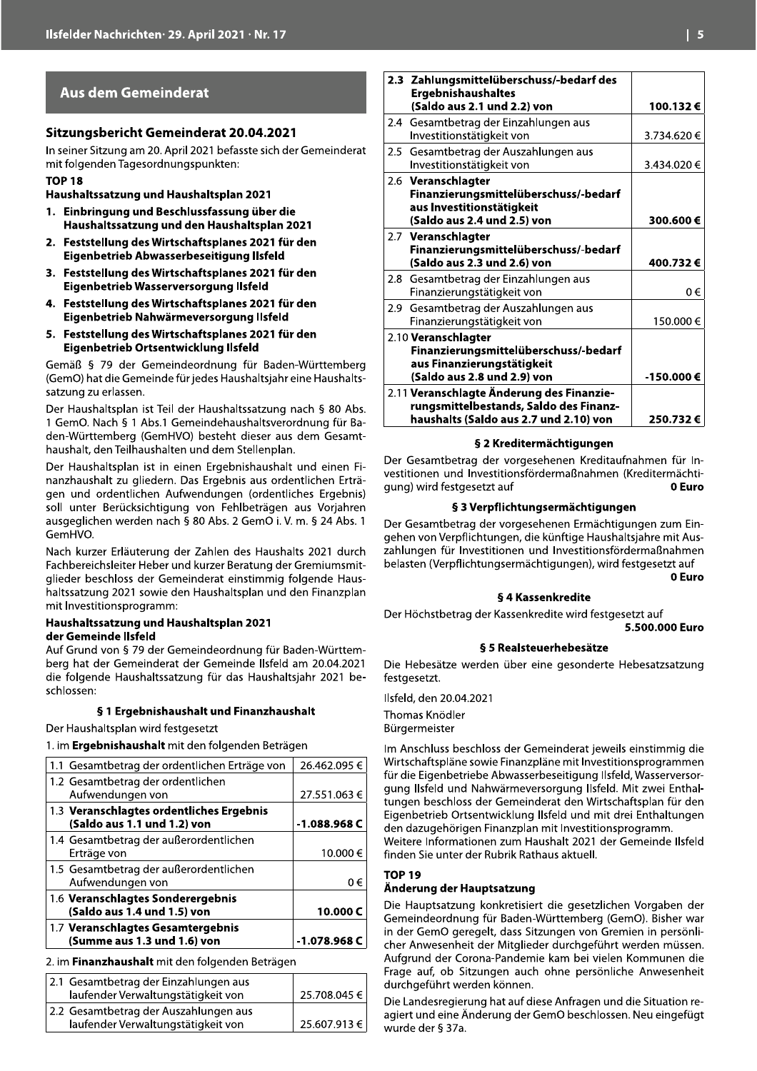## Aus dem Gemeinderat

### Sitzungsbericht Gemeinderat 20.04.2021

In seiner Sitzung am 20. April 2021 befasste sich der Gemeinderat mit folgenden Tagesordnungspunkten:

**TOP 18**

**Haushaltssatzung und Haushaltsplan 2021**

1. **Einbringung und Beschlussfassung über die Haushaltssatzung und den Haushaltsplan 2021**
2. **Feststellung des Wirtschaftsplanes 2021 für den Eigenbetrieb Abwasserbeseitigung Ilsfeld**
3. **Feststellung des Wirtschaftsplanes 2021 für den Eigenbetrieb Wasserversorgung Ilsfeld**
4. **Feststellung des Wirtschaftsplanes 2021 für den Eigenbetrieb Nahwärmeversorgung Ilsfeld**
5. **Feststellung des Wirtschaftsplanes 2021 für den Eigenbetrieb Ortsentwicklung Ilsfeld**

Gemäß § 79 der Gemeindeordnung für Baden-Württemberg (GemO) hat die Gemeinde für jedes Haushaltsjahr eine Haushaltssatzung zu erlassen.

Der Haushaltsplan ist Teil der Haushaltssatzung nach § 80 Abs. 1 GemO. Nach § 1 Abs.1 Gemeindehaushaltsverordnung für Baden-Württemberg (GemHVO) besteht dieser aus dem Gesamthaushalt, den Teilhaushalten und dem Stellenplan.

Der Haushaltsplan ist in einen Ergebnishaushalt und einen Finanzhaushalt zu gliedern. Das Ergebnis aus ordentlichen Erträgen und ordentlichen Aufwendungen (ordentliches Ergebnis) soll unter Berücksichtigung von Fehlbeträgen aus Vorjahren ausgeglichen werden nach § 80 Abs. 2 GemO i. V. m. § 24 Abs. 1 GemHVO.

Nach kurzer Erläuterung der Zahlen des Haushalts 2021 durch Fachbereichsleiter Heber und kurzer Beratung der Gremiumsmitglieder beschloss der Gemeinderat einstimmig folgende Haushaltssatzung 2021 sowie den Haushaltsplan und den Finanzplan mit Investitionsprogramm:

**Haushaltssatzung und Haushaltsplan 2021 der Gemeinde Ilsfeld**

Auf Grund von § 79 der Gemeindeordnung für Baden-Württemberg hat der Gemeinderat der Gemeinde Ilsfeld am 20.04.2021 die folgende Haushaltssatzung für das Haushaltsjahr 2021 beschlossen:

#### § 1 Ergebnishaushalt und Finanzhaushalt

Der Haushaltsplan wird festgesetzt

1. im **Ergebnishaushalt** mit den folgenden Beträgen

| | |
|---|---|
| 1.1 Gesamtbetrag der ordentlichen Erträge von | 26.462.095 € |
| 1.2 Gesamtbetrag der ordentlichen Aufwendungen von | 27.551.063 € |
| **1.3 Veranschlagtes ordentliches Ergebnis (Saldo aus 1.1 und 1.2) von** | **-1.088.968 €** |
| 1.4 Gesamtbetrag der außerordentlichen Erträge von | 10.000 € |
| 1.5 Gesamtbetrag der außerordentlichen Aufwendungen von | 0 € |
| **1.6 Veranschlagtes Sonderergebnis (Saldo aus 1.4 und 1.5) von** | **10.000 €** |
| **1.7 Veranschlagtes Gesamtergebnis (Summe aus 1.3 und 1.6) von** | **-1.078.968 €** |

2. im **Finanzhaushalt** mit den folgenden Beträgen

| | |
|---|---|
| 2.1 Gesamtbetrag der Einzahlungen aus laufender Verwaltungstätigkeit von | 25.708.045 € |
| 2.2 Gesamtbetrag der Auszahlungen aus laufender Verwaltungstätigkeit von | 25.607.913 € |
| **2.3 Zahlungsmittelüberschuss/-bedarf des Ergebnishaushaltes (Saldo aus 2.1 und 2.2) von** | **100.132 €** |
| 2.4 Gesamtbetrag der Einzahlungen aus Investitionstätigkeit von | 3.734.620 € |
| 2.5 Gesamtbetrag der Auszahlungen aus Investitionstätigkeit von | 3.434.020 € |
| **2.6 Veranschlagter Finanzierungsmittelüberschuss/-bedarf aus Investitionstätigkeit (Saldo aus 2.4 und 2.5) von** | **300.600 €** |
| **2.7 Veranschlagter Finanzierungsmittelüberschuss/-bedarf (Saldo aus 2.3 und 2.6) von** | **400.732 €** |
| 2.8 Gesamtbetrag der Einzahlungen aus Finanzierungstätigkeit von | 0 € |
| 2.9 Gesamtbetrag der Auszahlungen aus Finanzierungstätigkeit von | 150.000 € |
| **2.10 Veranschlagter Finanzierungsmittelüberschuss/-bedarf aus Finanzierungstätigkeit (Saldo aus 2.8 und 2.9) von** | **-150.000 €** |
| **2.11 Veranschlagte Änderung des Finanzierungsmittelbestands, Saldo des Finanzhaushalts (Saldo aus 2.7 und 2.10) von** | **250.732 €** |

#### § 2 Kreditermächtigungen

Der Gesamtbetrag der vorgesehenen Kreditaufnahmen für Investitionen und Investitionsfördermaßnahmen (Kreditermächtigung) wird festgesetzt auf **0 Euro**

#### § 3 Verpflichtungsermächtigungen

Der Gesamtbetrag der vorgesehenen Ermächtigungen zum Eingehen von Verpflichtungen, die künftige Haushaltsjahre mit Auszahlungen für Investitionen und Investitionsfördermaßnahmen belasten (Verpflichtungsermächtigungen), wird festgesetzt auf **0 Euro**

#### § 4 Kassenkredite

Der Höchstbetrag der Kassenkredite wird festgesetzt auf **5.500.000 Euro**

#### § 5 Realsteuerhebesätze

Die Hebesätze werden über eine gesonderte Hebesatzsatzung festgesetzt.

Ilsfeld, den 20.04.2021

Thomas Knödler  
Bürgermeister

Im Anschluss beschloss der Gemeinderat jeweils einstimmig die Wirtschaftspläne sowie Finanzpläne mit Investitionsprogrammen für die Eigenbetriebe Abwasserbeseitigung Ilsfeld, Wasserversorgung Ilsfeld und Nahwärmeversorgung Ilsfeld. Mit zwei Enthaltungen beschloss der Gemeinderat den Wirtschaftsplan für den Eigenbetrieb Ortsentwicklung Ilsfeld und mit drei Enthaltungen den dazugehörigen Finanzplan mit Investitionsprogramm.

Weitere Informationen zum Haushalt 2021 der Gemeinde Ilsfeld finden Sie unter der Rubrik Rathaus aktuell.

**TOP 19**

**Änderung der Hauptsatzung**

Die Hauptsatzung konkretisiert die gesetzlichen Vorgaben der Gemeindeordnung für Baden-Württemberg (GemO). Bisher war in der GemO geregelt, dass Sitzungen von Gremien in persönlicher Anwesenheit der Mitglieder durchgeführt werden müssen. Aufgrund der Corona-Pandemie kam bei vielen Kommunen die Frage auf, ob Sitzungen auch ohne persönliche Anwesenheit durchgeführt werden können.

Die Landesregierung hat auf diese Anfragen und die Situation reagiert und eine Änderung der GemO beschlossen. Neu eingefügt wurde der § 37a.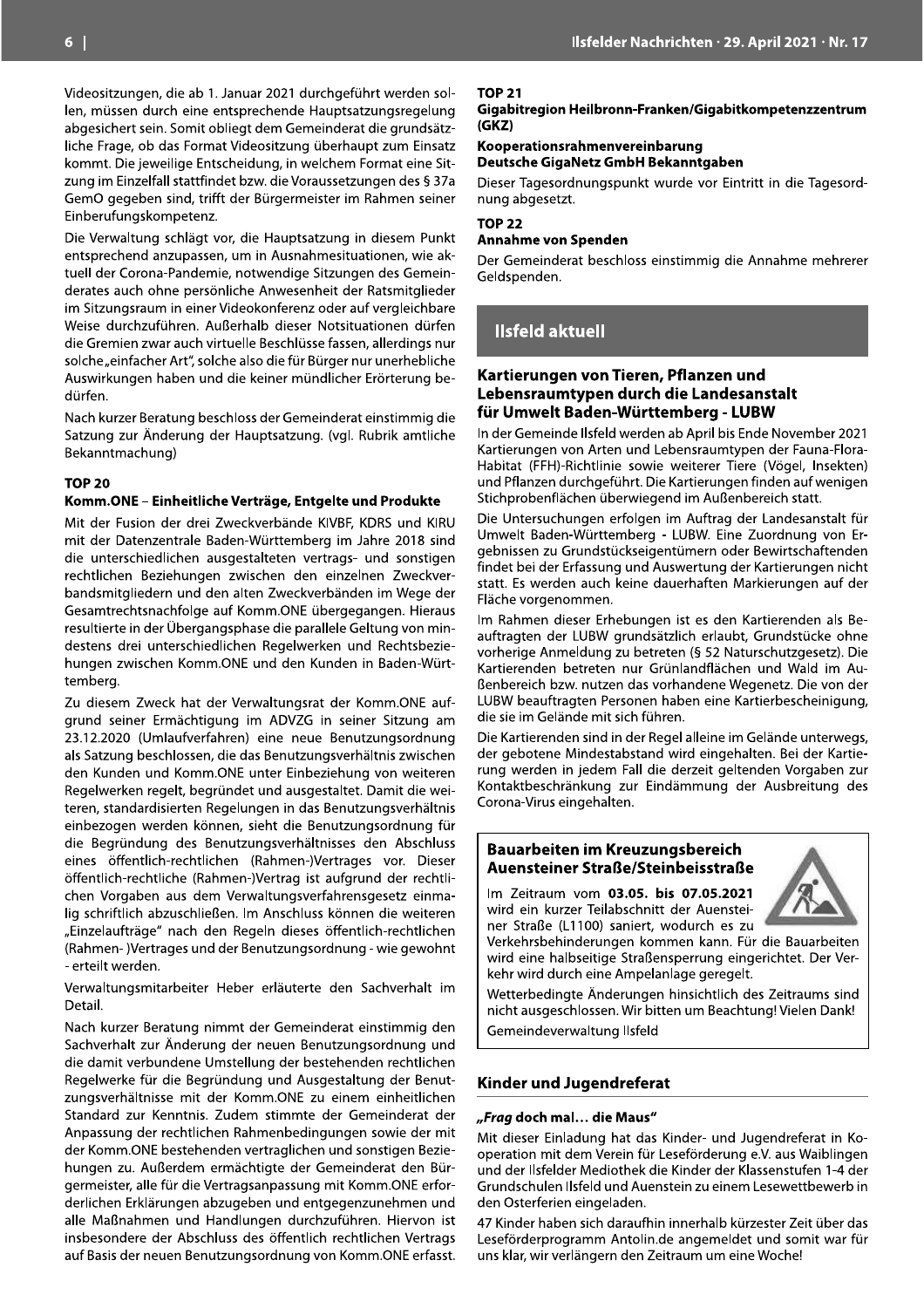Videositzungen, die ab 1. Januar 2021 durchgeführt werden sollen, müssen durch eine entsprechende Hauptsatzungsregelung abgesichert sein. Somit obliegt dem Gemeinderat die grundsätzliche Frage, ob das Format Videositzung überhaupt zum Einsatz kommt. Die jeweilige Entscheidung, in welchem Format eine Sitzung im Einzelfall stattfindet bzw. die Voraussetzungen des § 37a GemO gegeben sind, trifft der Bürgermeister im Rahmen seiner Einberufungskompetenz.

Die Verwaltung schlägt vor, die Hauptsatzung in diesem Punkt entsprechend anzupassen, um in Ausnahmesituationen, wie aktuell der Corona-Pandemie, notwendige Sitzungen des Gemeinderates auch ohne persönliche Anwesenheit der Ratsmitglieder im Sitzungsraum in einer Videokonferenz oder auf vergleichbare Weise durchzuführen. Außerhalb dieser Notsituationen dürfen die Gremien zwar auch virtuelle Beschlüsse fassen, allerdings nur solche „einfacher Art", solche also die für Bürger nur unerhebliche Auswirkungen haben und die keiner mündlicher Erörterung bedürfen.

Nach kurzer Beratung beschloss der Gemeinderat einstimmig die Satzung zur Änderung der Hauptsatzung. (vgl. Rubrik amtliche Bekanntmachung)

### TOP 20
**Komm.ONE – Einheitliche Verträge, Entgelte und Produkte**

Mit der Fusion der drei Zweckverbände KIVBF, KDRS und KIRU mit der Datenzentrale Baden-Württemberg im Jahre 2018 sind die unterschiedlichen ausgestalteten vertrags- und sonstigen rechtlichen Beziehungen zwischen den einzelnen Zweckverbandsmitgliedern und den alten Zweckverbänden im Wege der Gesamtrechtsnachfolge auf Komm.ONE übergegangen. Hieraus resultierte in der Übergangsphase die parallele Geltung von mindestens drei unterschiedlichen Regelwerken und Rechtsbeziehungen zwischen Komm.ONE und den Kunden in Baden-Württemberg.

Zu diesem Zweck hat der Verwaltungsrat der Komm.ONE aufgrund seiner Ermächtigung im ADVZG in seiner Sitzung am 23.12.2020 (Umlaufverfahren) eine neue Benutzungsordnung als Satzung beschlossen, die das Benutzungsverhältnis zwischen den Kunden und Komm.ONE unter Einbeziehung von weiteren Regelwerken regelt, begründet und ausgestaltet. Damit die weiteren, standardisierten Regelungen in das Benutzungsverhältnis einbezogen werden können, sieht die Benutzungsordnung für die Begründung des Benutzungsverhältnisses den Abschluss eines öffentlich-rechtlichen (Rahmen-)Vertrages vor. Dieser öffentlich-rechtliche (Rahmen-)Vertrag ist aufgrund der rechtlichen Vorgaben aus dem Verwaltungsverfahrensgesetz einmalig schriftlich abzuschließen. Im Anschluss können die weiteren „Einzelaufträge" nach den Regeln dieses öffentlich-rechtlichen (Rahmen- )Vertrages und der Benutzungsordnung - wie gewohnt - erteilt werden.

Verwaltungsmitarbeiter Heber erläuterte den Sachverhalt im Detail.

Nach kurzer Beratung nimmt der Gemeinderat einstimmig den Sachverhalt zur Änderung der neuen Benutzungsordnung und die damit verbundene Umstellung der bestehenden rechtlichen Regelwerke für die Begründung und Ausgestaltung der Benutzungsverhältnisse mit der Komm.ONE zu einem einheitlichen Standard zur Kenntnis. Zudem stimmte der Gemeinderat der Anpassung der rechtlichen Rahmenbedingungen sowie der mit der Komm.ONE bestehenden vertraglichen und sonstigen Beziehungen zu. Außerdem ermächtigte der Gemeinderat den Bürgermeister, alle für die Vertragsanpassung mit Komm.ONE erforderlichen Erklärungen abzugeben und entgegenzunehmen und alle Maßnahmen und Handlungen durchzuführen. Hiervon ist insbesondere der Abschluss des öffentlich rechtlichen Vertrags auf Basis der neuen Benutzungsordnung von Komm.ONE erfasst.

### TOP 21
**Gigabitregion Heilbronn-Franken/Gigabitkompetenzzentrum (GKZ)**

**Kooperationsrahmenvereinbarung**
**Deutsche GigaNetz GmbH Bekanntgaben**

Dieser Tagesordnungspunkt wurde vor Eintritt in die Tagesordnung abgesetzt.

### TOP 22
**Annahme von Spenden**

Der Gemeinderat beschloss einstimmig die Annahme mehrerer Geldspenden.

# Ilsfeld aktuell

## Kartierungen von Tieren, Pflanzen und Lebensraumtypen durch die Landesanstalt für Umwelt Baden-Württemberg - LUBW

In der Gemeinde Ilsfeld werden ab April bis Ende November 2021 Kartierungen von Arten und Lebensraumtypen der Fauna-Flora-Habitat (FFH)-Richtlinie sowie weiterer Tiere (Vögel, Insekten) und Pflanzen durchgeführt. Die Kartierungen finden auf wenigen Stichprobenflächen überwiegend im Außenbereich statt.

Die Untersuchungen erfolgen im Auftrag der Landesanstalt für Umwelt Baden-Württemberg - LUBW. Eine Zuordnung von Ergebnissen zu Grundstückseigentümern oder Bewirtschaftenden findet bei der Erfassung und Auswertung der Kartierungen nicht statt. Es werden auch keine dauerhaften Markierungen auf der Fläche vorgenommen.

Im Rahmen dieser Erhebungen ist es den Kartierenden als Beauftragten der LUBW grundsätzlich erlaubt, Grundstücke ohne vorherige Anmeldung zu betreten (§ 52 Naturschutzgesetz). Die Kartierenden betreten nur Grünlandflächen und Wald im Außenbereich bzw. nutzen das vorhandene Wegenetz. Die von der LUBW beauftragten Personen haben eine Kartierbescheinigung, die sie im Gelände mit sich führen.

Die Kartierenden sind in der Regel alleine im Gelände unterwegs, der gebotene Mindestabstand wird eingehalten. Bei der Kartierung werden in jedem Fall die derzeit geltenden Vorgaben zur Kontaktbeschränkung zur Eindämmung der Ausbreitung des Corona-Virus eingehalten.

## Bauarbeiten im Kreuzungsbereich Auensteiner Straße/Steinbeisstraße

Im Zeitraum vom **03.05. bis 07.05.2021** wird ein kurzer Teilabschnitt der Auensteiner Straße (L1100) saniert, wodurch es zu Verkehrsbehinderungen kommen kann. Für die Bauarbeiten wird eine halbseitige Straßensperrung eingerichtet. Der Verkehr wird durch eine Ampelanlage geregelt.

Wetterbedingte Änderungen hinsichtlich des Zeitraums sind nicht ausgeschlossen. Wir bitten um Beachtung! Vielen Dank!

Gemeindeverwaltung Ilsfeld

## Kinder und Jugendreferat

**„*Frag* doch mal… die Maus"**

Mit dieser Einladung hat das Kinder- und Jugendreferat in Kooperation mit dem Verein für Leseförderung e.V. aus Waiblingen und der Ilsfelder Mediothek die Kinder der Klassenstufen 1-4 der Grundschulen Ilsfeld und Auenstein zu einem Lesewettbewerb in den Osterferien eingeladen.

47 Kinder haben sich daraufhin innerhalb kürzester Zeit über das Leseförderprogramm Antolin.de angemeldet und somit war für uns klar, wir verlängern den Zeitraum um eine Woche!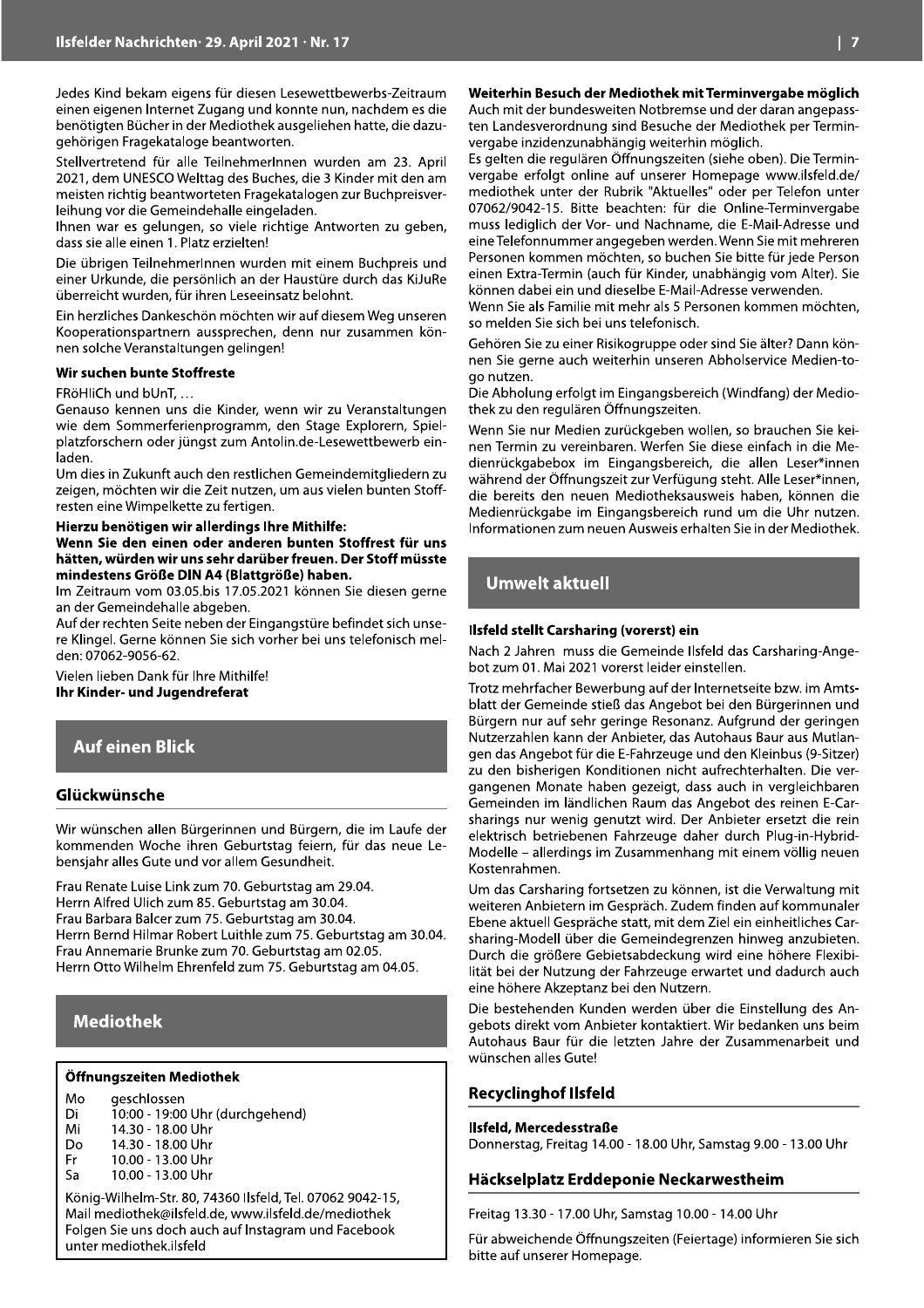Jedes Kind bekam eigens für diesen Lesewettbewerbs-Zeitraum einen eigenen Internet Zugang und konnte nun, nachdem es die benötigten Bücher in der Mediothek ausgeliehen hatte, die dazugehörigen Fragekataloge beantworten.

Stellvertretend für alle TeilnehmerInnen wurden am 23. April 2021, dem UNESCO Welttag des Buches, die 3 Kinder mit den am meisten richtig beantworteten Fragekatalogen zur Buchpreisverleihung vor die Gemeindehalle eingeladen.

Ihnen war es gelungen, so viele richtige Antworten zu geben, dass sie alle einen 1. Platz erzielten!

Die übrigen TeilnehmerInnen wurden mit einem Buchpreis und einer Urkunde, die persönlich an der Haustüre durch das KiJuRe überreicht wurden, für ihren Leseeinsatz belohnt.

Ein herzliches Dankeschön möchten wir auf diesem Weg unseren Kooperationspartnern aussprechen, denn nur zusammen können solche Veranstaltungen gelingen!

**Wir suchen bunte Stoffreste**

FRöHliCh und bUnT, …

Genauso kennen uns die Kinder, wenn wir zu Veranstaltungen wie dem Sommerferienprogramm, den Stage Explorern, Spielplatzforschern oder jüngst zum Antolin.de-Lesewettbewerb einladen.

Um dies in Zukunft auch den restlichen Gemeindemitgliedern zu zeigen, möchten wir die Zeit nutzen, um aus vielen bunten Stoffresten eine Wimpelkette zu fertigen.

**Hierzu benötigen wir allerdings Ihre Mithilfe:**

**Wenn Sie den einen oder anderen bunten Stoffrest für uns hätten, würden wir uns sehr darüber freuen. Der Stoff müsste mindestens Größe DIN A4 (Blattgröße) haben.**

Im Zeitraum vom 03.05.bis 17.05.2021 können Sie diesen gerne an der Gemeindehalle abgeben.

Auf der rechten Seite neben der Eingangstüre befindet sich unsere Klingel. Gerne können Sie sich vorher bei uns telefonisch melden: 07062-9056-62.

Vielen lieben Dank für Ihre Mithilfe!

**Ihr Kinder- und Jugendreferat**

## Auf einen Blick

### Glückwünsche

Wir wünschen allen Bürgerinnen und Bürgern, die im Laufe der kommenden Woche ihren Geburtstag feiern, für das neue Lebensjahr alles Gute und vor allem Gesundheit.

Frau Renate Luise Link zum 70. Geburtstag am 29.04.
Herrn Alfred Ulich zum 85. Geburtstag am 30.04.
Frau Barbara Balcer zum 75. Geburtstag am 30.04.
Herrn Bernd Hilmar Robert Luithle zum 75. Geburtstag am 30.04.
Frau Annemarie Brunke zum 70. Geburtstag am 02.05.
Herrn Otto Wilhelm Ehrenfeld zum 75. Geburtstag am 04.05.

## Mediothek

**Öffnungszeiten Mediothek**

| | |
|---|---|
| Mo | geschlossen |
| Di | 10:00 - 19:00 Uhr (durchgehend) |
| Mi | 14.30 - 18.00 Uhr |
| Do | 14.30 - 18.00 Uhr |
| Fr | 10.00 - 13.00 Uhr |
| Sa | 10.00 - 13.00 Uhr |

König-Wilhelm-Str. 80, 74360 Ilsfeld, Tel. 07062 9042-15,
Mail mediothek@ilsfeld.de, www.ilsfeld.de/mediothek
Folgen Sie uns doch auch auf Instagram und Facebook unter mediothek.ilsfeld

**Weiterhin Besuch der Mediothek mit Terminvergabe möglich**

Auch mit der bundesweiten Notbremse und der daran angepassten Landesverordnung sind Besuche der Mediothek per Terminvergabe inzidenzunabhängig weiterhin möglich.

Es gelten die regulären Öffnungszeiten (siehe oben). Die Terminvergabe erfolgt online auf unserer Homepage www.ilsfeld.de/mediothek unter der Rubrik "Aktuelles" oder per Telefon unter 07062/9042-15. Bitte beachten: für die Online-Terminvergabe muss lediglich der Vor- und Nachname, die E-Mail-Adresse und eine Telefonnummer angegeben werden. Wenn Sie mit mehreren Personen kommen möchten, so buchen Sie bitte für jede Person einen Extra-Termin (auch für Kinder, unabhängig vom Alter). Sie können dabei ein und dieselbe E-Mail-Adresse verwenden.

Wenn Sie als Familie mit mehr als 5 Personen kommen möchten, so melden Sie sich bei uns telefonisch.

Gehören Sie zu einer Risikogruppe oder sind Sie älter? Dann können Sie gerne auch weiterhin unseren Abholservice Medien-to-go nutzen.

Die Abholung erfolgt im Eingangsbereich (Windfang) der Mediothek zu den regulären Öffnungszeiten.

Wenn Sie nur Medien zurückgeben wollen, so brauchen Sie keinen Termin zu vereinbaren. Werfen Sie diese einfach in die Medienrückgabebox im Eingangsbereich, die allen Leser*innen während der Öffnungszeit zur Verfügung steht. Alle Leser*innen, die bereits den neuen Mediotheksausweis haben, können die Medienrückgabe im Eingangsbereich rund um die Uhr nutzen. Informationen zum neuen Ausweis erhalten Sie in der Mediothek.

## Umwelt aktuell

**Ilsfeld stellt Carsharing (vorerst) ein**

Nach 2 Jahren muss die Gemeinde Ilsfeld das Carsharing-Angebot zum 01. Mai 2021 vorerst leider einstellen.

Trotz mehrfacher Bewerbung auf der Internetseite bzw. im Amtsblatt der Gemeinde stieß das Angebot bei den Bürgerinnen und Bürgern nur auf sehr geringe Resonanz. Aufgrund der geringen Nutzerzahlen kann der Anbieter, das Autohaus Baur aus Mutlangen das Angebot für die E-Fahrzeuge und den Kleinbus (9-Sitzer) zu den bisherigen Konditionen nicht aufrechterhalten. Die vergangenen Monate haben gezeigt, dass auch in vergleichbaren Gemeinden im ländlichen Raum das Angebot des reinen E-Carsharings nur wenig genutzt wird. Der Anbieter ersetzt die rein elektrisch betriebenen Fahrzeuge daher durch Plug-in-Hybrid-Modelle – allerdings im Zusammenhang mit einem völlig neuen Kostenrahmen.

Um das Carsharing fortsetzen zu können, ist die Verwaltung mit weiteren Anbietern im Gespräch. Zudem finden auf kommunaler Ebene aktuell Gespräche statt, mit dem Ziel ein einheitliches Carsharing-Modell über die Gemeindegrenzen hinweg anzubieten. Durch die größere Gebietsabdeckung wird eine höhere Flexibilität bei der Nutzung der Fahrzeuge erwartet und dadurch auch eine höhere Akzeptanz bei den Nutzern.

Die bestehenden Kunden werden über die Einstellung des Angebots direkt vom Anbieter kontaktiert. Wir bedanken uns beim Autohaus Baur für die letzten Jahre der Zusammenarbeit und wünschen alles Gute!

### Recyclinghof Ilsfeld

**Ilsfeld, Mercedesstraße**

Donnerstag, Freitag 14.00 - 18.00 Uhr, Samstag 9.00 - 13.00 Uhr

### Häckselplatz Erddeponie Neckarwestheim

Freitag 13.30 - 17.00 Uhr, Samstag 10.00 - 14.00 Uhr

Für abweichende Öffnungszeiten (Feiertage) informieren Sie sich bitte auf unserer Homepage.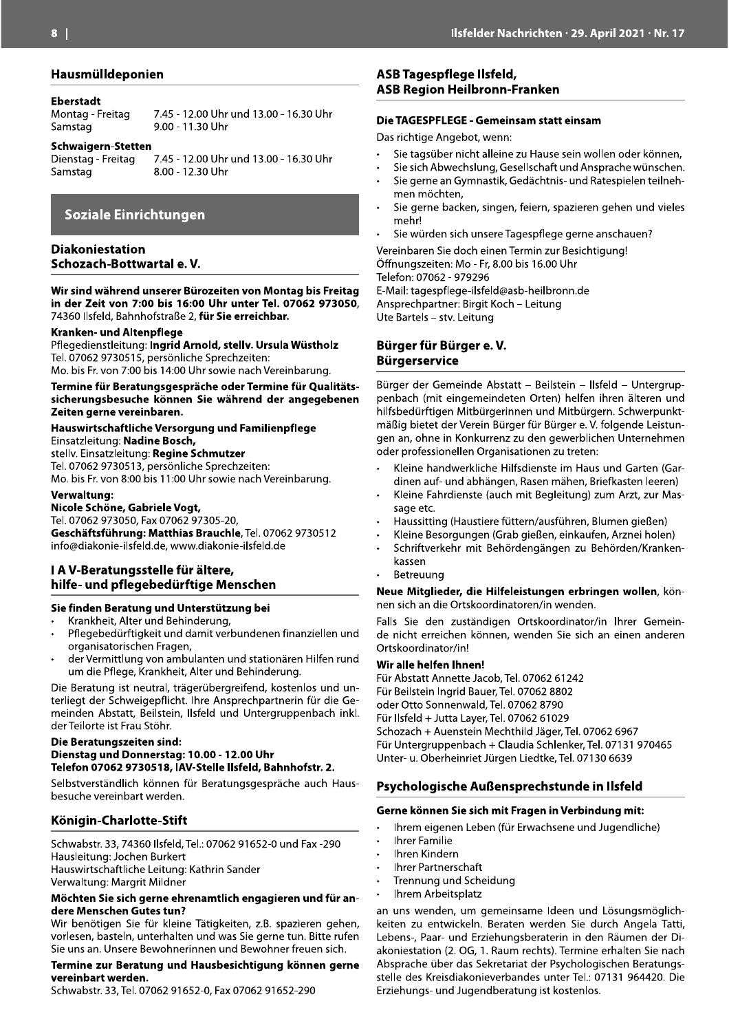## Hausmülldeponien

**Eberstadt**

Montag - Freitag 7.45 - 12.00 Uhr und 13.00 - 16.30 Uhr
Samstag 9.00 - 11.30 Uhr

**Schwaigern-Stetten**

Dienstag - Freitag 7.45 - 12.00 Uhr und 13.00 - 16.30 Uhr
Samstag 8.00 - 12.30 Uhr

# Soziale Einrichtungen

## Diakoniestation Schozach-Bottwartal e. V.

**Wir sind während unserer Bürozeiten von Montag bis Freitag in der Zeit von 7:00 bis 16:00 Uhr unter Tel. 07062 973050,** 74360 Ilsfeld, Bahnhofstraße 2, **für Sie erreichbar.**

**Kranken- und Altenpflege**

Pflegedienstleitung: **Ingrid Arnold, stellv. Ursula Wüstholz**
Tel. 07062 9730515, persönliche Sprechzeiten:
Mo. bis Fr. von 7:00 bis 14:00 Uhr sowie nach Vereinbarung.

**Termine für Beratungsgespräche oder Termine für Qualitätssicherungsbesuche können Sie während der angegebenen Zeiten gerne vereinbaren.**

**Hauswirtschaftliche Versorgung und Familienpflege**

Einsatzleitung: **Nadine Bosch,**
stellv. Einsatzleitung: **Regine Schmutzer**
Tel. 07062 9730513, persönliche Sprechzeiten:
Mo. bis Fr. von 8:00 bis 11:00 Uhr sowie nach Vereinbarung.

**Verwaltung:**

**Nicole Schöne, Gabriele Vogt,**
Tel. 07062 973050, Fax 07062 97305-20,
**Geschäftsführung: Matthias Brauchle,** Tel. 07062 9730512
info@diakonie-ilsfeld.de, www.diakonie-ilsfeld.de

## I A V-Beratungsstelle für ältere, hilfe- und pflegebedürftige Menschen

**Sie finden Beratung und Unterstützung bei**

- Krankheit, Alter und Behinderung,
- Pflegebedürftigkeit und damit verbundenen finanziellen und organisatorischen Fragen,
- der Vermittlung von ambulanten und stationären Hilfen rund um die Pflege, Krankheit, Alter und Behinderung.

Die Beratung ist neutral, trägerübergreifend, kostenlos und unterliegt der Schweigepflicht. Ihre Ansprechpartnerin für die Gemeinden Abstatt, Beilstein, Ilsfeld und Untergruppenbach inkl. der Teilorte ist Frau Stöhr.

**Die Beratungszeiten sind:**
**Dienstag und Donnerstag: 10.00 - 12.00 Uhr**
**Telefon 07062 9730518, IAV-Stelle Ilsfeld, Bahnhofstr. 2.**

Selbstverständlich können für Beratungsgespräche auch Hausbesuche vereinbart werden.

## Königin-Charlotte-Stift

Schwabstr. 33, 74360 Ilsfeld, Tel.: 07062 91652-0 und Fax -290
Hausleitung: Jochen Burkert
Hauswirtschaftliche Leitung: Kathrin Sander
Verwaltung: Margrit Mildner

**Möchten Sie sich gerne ehrenamtlich engagieren und für andere Menschen Gutes tun?**

Wir benötigen Sie für kleine Tätigkeiten, z.B. spazieren gehen, vorlesen, basteln, unterhalten und was Sie gerne tun. Bitte rufen Sie uns an. Unsere Bewohnerinnen und Bewohner freuen sich.

**Termine zur Beratung und Hausbesichtigung können gerne vereinbart werden.**

Schwabstr. 33, Tel. 07062 91652-0, Fax 07062 91652-290

## ASB Tagespflege Ilsfeld, ASB Region Heilbronn-Franken

**Die TAGESPFLEGE - Gemeinsam statt einsam**

Das richtige Angebot, wenn:

- Sie tagsüber nicht alleine zu Hause sein wollen oder können,
- Sie sich Abwechslung, Gesellschaft und Ansprache wünschen.
- Sie gerne an Gymnastik, Gedächtnis- und Ratespielen teilnehmen möchten,
- Sie gerne backen, singen, feiern, spazieren gehen und vieles mehr!
- Sie würden sich unsere Tagespflege gerne anschauen?

Vereinbaren Sie doch einen Termin zur Besichtigung!
Öffnungszeiten: Mo - Fr, 8.00 bis 16.00 Uhr
Telefon: 07062 - 979296
E-Mail: tagespflege-ilsfeld@asb-heilbronn.de
Ansprechpartner: Birgit Koch – Leitung
Ute Bartels – stv. Leitung

## Bürger für Bürger e. V. Bürgerservice

Bürger der Gemeinde Abstatt – Beilstein – Ilsfeld – Untergruppenbach (mit eingemeindeten Orten) helfen ihren älteren und hilfsbedürftigen Mitbürgerinnen und Mitbürgern. Schwerpunktmäßig bietet der Verein Bürger für Bürger e. V. folgende Leistungen an, ohne in Konkurrenz zu den gewerblichen Unternehmen oder professionellen Organisationen zu treten:

- Kleine handwerkliche Hilfsdienste im Haus und Garten (Gardinen auf- und abhängen, Rasen mähen, Briefkasten leeren)
- Kleine Fahrdienste (auch mit Begleitung) zum Arzt, zur Massage etc.
- Haussitting (Haustiere füttern/ausführen, Blumen gießen)
- Kleine Besorgungen (Grab gießen, einkaufen, Arznei holen)
- Schriftverkehr mit Behördengängen zu Behörden/Krankenkassen
- Betreuung

**Neue Mitglieder, die Hilfeleistungen erbringen wollen,** können sich an die Ortskoordinatoren/in wenden.

Falls Sie den zuständigen Ortskoordinator/in Ihrer Gemeinde nicht erreichen können, wenden Sie sich an einen anderen Ortskoordinator/in!

**Wir alle helfen Ihnen!**

Für Abstatt Annette Jacob, Tel. 07062 61242
Für Beilstein Ingrid Bauer, Tel. 07062 8802
oder Otto Sonnenwald, Tel. 07062 8790
Für Ilsfeld + Jutta Layer, Tel. 07062 61029
Schozach + Auenstein Mechthild Jäger, Tel. 07062 6967
Für Untergruppenbach + Claudia Schlenker, Tel. 07131 970465
Unter- u. Oberheinriet Jürgen Liedtke, Tel. 07130 6639

## Psychologische Außensprechstunde in Ilsfeld

**Gerne können Sie sich mit Fragen in Verbindung mit:**

- Ihrem eigenen Leben (für Erwachsene und Jugendliche)
- Ihrer Familie
- Ihren Kindern
- Ihrer Partnerschaft
- Trennung und Scheidung
- Ihrem Arbeitsplatz

an uns wenden, um gemeinsame Ideen und Lösungsmöglichkeiten zu entwickeln. Beraten werden Sie durch Angela Tatti, Lebens-, Paar- und Erziehungsberaterin in den Räumen der Diakoniestation (2. OG, 1. Raum rechts). Termine erhalten Sie nach Absprache über das Sekretariat der Psychologischen Beratungsstelle des Kreisdiakonieverbandes unter Tel.: 07131 964420. Die Erziehungs- und Jugendberatung ist kostenlos.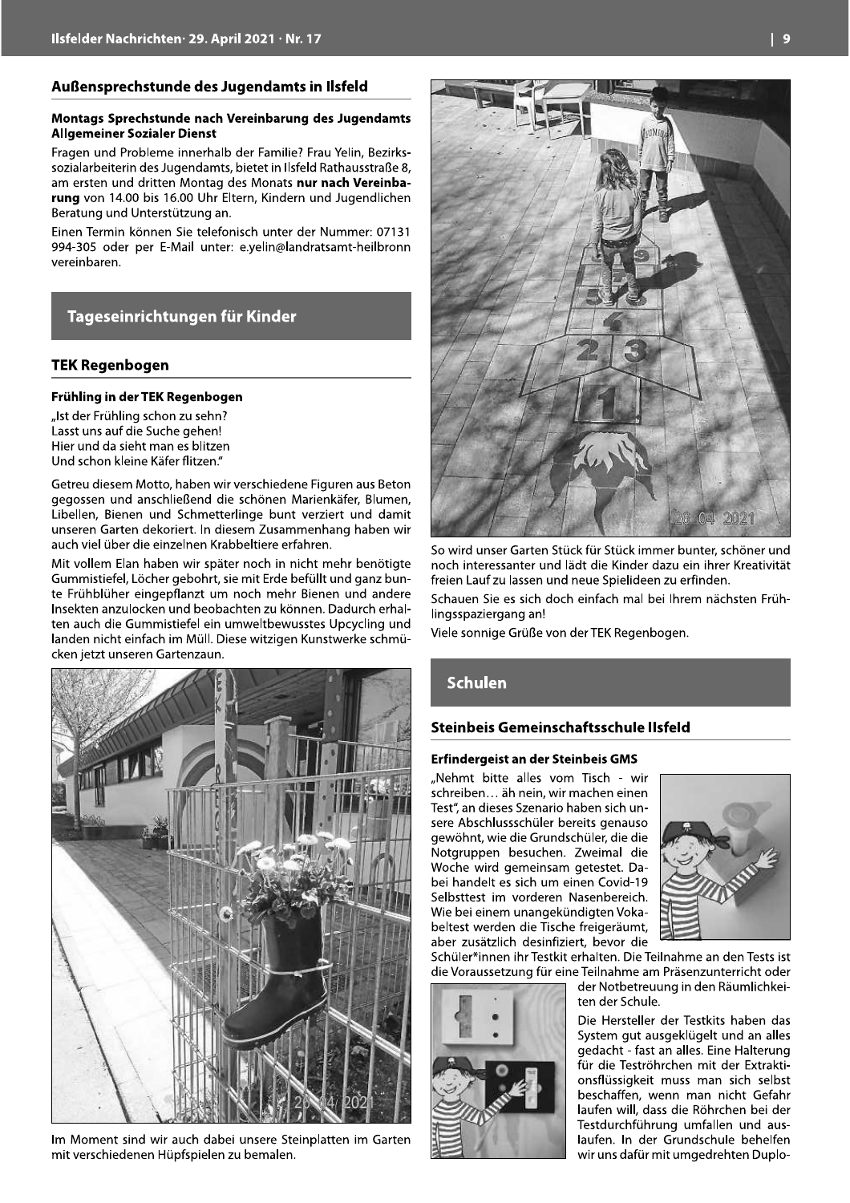## Außensprechstunde des Jugendamts in Ilsfeld

**Montags Sprechstunde nach Vereinbarung des Jugendamts Allgemeiner Sozialer Dienst**

Fragen und Probleme innerhalb der Familie? Frau Yelin, Bezirkssozialarbeiterin des Jugendamts, bietet in Ilsfeld Rathausstraße 8, am ersten und dritten Montag des Monats **nur nach Vereinbarung** von 14.00 bis 16.00 Uhr Eltern, Kindern und Jugendlichen Beratung und Unterstützung an.

Einen Termin können Sie telefonisch unter der Nummer: 07131 994-305 oder per E-Mail unter: e.yelin@landratsamt-heilbronn vereinbaren.

# Tageseinrichtungen für Kinder

## TEK Regenbogen

**Frühling in der TEK Regenbogen**

„Ist der Frühling schon zu sehn?
Lasst uns auf die Suche gehen!
Hier und da sieht man es blitzen
Und schon kleine Käfer flitzen."

Getreu diesem Motto, haben wir verschiedene Figuren aus Beton gegossen und anschließend die schönen Marienkäfer, Blumen, Libellen, Bienen und Schmetterlinge bunt verziert und damit unseren Garten dekoriert. In diesem Zusammenhang haben wir auch viel über die einzelnen Krabbeltiere erfahren.

Mit vollem Elan haben wir später noch in nicht mehr benötigte Gummistiefel, Löcher gebohrt, sie mit Erde befüllt und ganz bunte Frühblüher eingepflanzt um noch mehr Bienen und andere Insekten anzulocken und beobachten zu können. Dadurch erhalten auch die Gummistiefel ein umweltbewusstes Upcycling und landen nicht einfach im Müll. Diese witzigen Kunstwerke schmücken jetzt unseren Gartenzaun.

Im Moment sind wir auch dabei unsere Steinplatten im Garten mit verschiedenen Hüpfspielen zu bemalen.

So wird unser Garten Stück für Stück immer bunter, schöner und noch interessanter und lädt die Kinder dazu ein ihrer Kreativität freien Lauf zu lassen und neue Spielideen zu erfinden.

Schauen Sie es sich doch einfach mal bei Ihrem nächsten Frühlingsspaziergang an!

Viele sonnige Grüße von der TEK Regenbogen.

# Schulen

## Steinbeis Gemeinschaftsschule Ilsfeld

**Erfindergeist an der Steinbeis GMS**

„Nehmt bitte alles vom Tisch - wir schreiben… äh nein, wir machen einen Test", an dieses Szenario haben sich unsere Abschlussschüler bereits genauso gewöhnt, wie die Grundschüler, die die Notgruppen besuchen. Zweimal die Woche wird gemeinsam getestet. Dabei handelt es sich um einen Covid-19 Selbsttest im vorderen Nasenbereich. Wie bei einem unangekündigten Vokabeltest werden die Tische freigeräumt, aber zusätzlich desinfiziert, bevor die Schüler*innen ihr Testkit erhalten. Die Teilnahme an den Tests ist die Voraussetzung für eine Teilnahme am Präsenzunterricht oder der Notbetreuung in den Räumlichkeiten der Schule.

Die Hersteller der Testkits haben das System gut ausgeklügelt und an alles gedacht - fast an alles. Eine Halterung für die Teströhrchen mit der Extraktionsflüssigkeit muss man sich selbst beschaffen, wenn man nicht Gefahr laufen will, dass die Röhrchen bei der Testdurchführung umfallen und auslaufen. In der Grundschule behelfen wir uns dafür mit umgedrehten Duplo-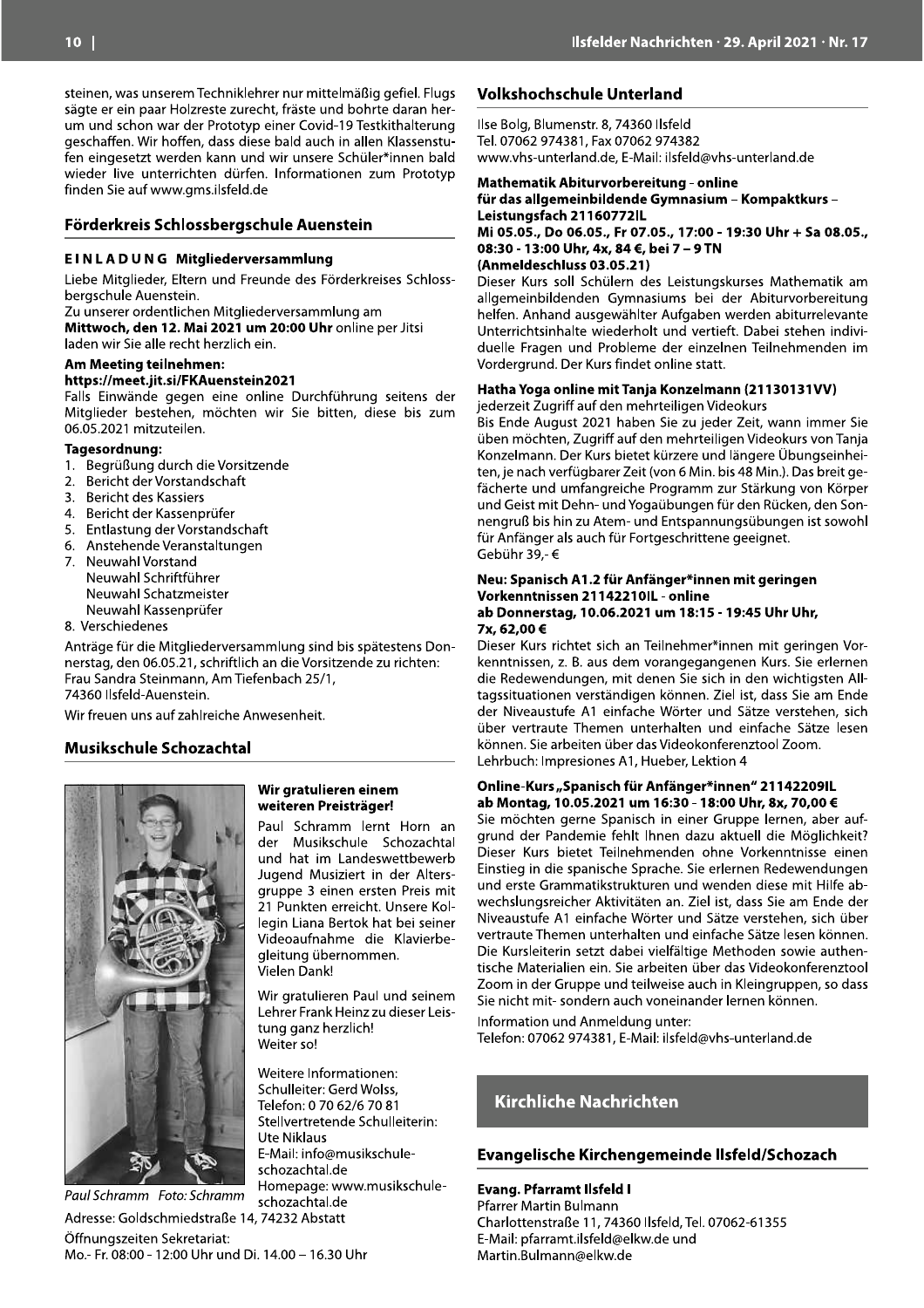steinen, was unserem Techniklehrer nur mittelmäßig gefiel. Flugs sägte er ein paar Holzreste zurecht, fräste und bohrte daran herum und schon war der Prototyp einer Covid-19 Testkithalterung geschaffen. Wir hoffen, dass diese bald auch in allen Klassenstufen eingesetzt werden kann und wir unsere Schüler*innen bald wieder live unterrichten dürfen. Informationen zum Prototyp finden Sie auf www.gms.ilsfeld.de

## Förderkreis Schlossbergschule Auenstein

**EINLADUNG Mitgliederversammlung**

Liebe Mitglieder, Eltern und Freunde des Förderkreises Schlossbergschule Auenstein.
Zu unserer ordentlichen Mitgliederversammlung am
**Mittwoch, den 12. Mai 2021 um 20:00 Uhr** online per Jitsi laden wir Sie alle recht herzlich ein.

**Am Meeting teilnehmen:**
**https://meet.jit.si/FKAuenstein2021**

Falls Einwände gegen eine online Durchführung seitens der Mitglieder bestehen, möchten wir Sie bitten, diese bis zum 06.05.2021 mitzuteilen.

**Tagesordnung:**

1. Begrüßung durch die Vorsitzende
2. Bericht der Vorstandschaft
3. Bericht des Kassiers
4. Bericht der Kassenprüfer
5. Entlastung der Vorstandschaft
6. Anstehende Veranstaltungen
7. Neuwahl Vorstand
   Neuwahl Schriftführer
   Neuwahl Schatzmeister
   Neuwahl Kassenprüfer
8. Verschiedenes

Anträge für die Mitgliederversammlung sind bis spätestens Donnerstag, den 06.05.21, schriftlich an die Vorsitzende zu richten: Frau Sandra Steinmann, Am Tiefenbach 25/1, 74360 Ilsfeld-Auenstein.

Wir freuen uns auf zahlreiche Anwesenheit.

## Musikschule Schozachtal

*Paul Schramm Foto: Schramm*

**Wir gratulieren einem weiteren Preisträger!**

Paul Schramm lernt Horn an der Musikschule Schozachtal und hat im Landeswettbewerb Jugend Musiziert in der Altersgruppe 3 einen ersten Preis mit 21 Punkten erreicht. Unsere Kollegin Liana Bertok hat bei seiner Videoaufnahme die Klavierbegleitung übernommen.
Vielen Dank!

Wir gratulieren Paul und seinem Lehrer Frank Heinz zu dieser Leistung ganz herzlich!
Weiter so!

Weitere Informationen:
Schulleiter: Gerd Wolss,
Telefon: 0 70 62/6 70 81
Stellvertretende Schulleiterin:
Ute Niklaus
E-Mail: info@musikschule-schozachtal.de
Homepage: www.musikschule-schozachtal.de

Adresse: Goldschmiedstraße 14, 74232 Abstatt

Öffnungszeiten Sekretariat:
Mo.- Fr. 08:00 - 12:00 Uhr und Di. 14.00 – 16.30 Uhr

## Volkshochschule Unterland

Ilse Bolg, Blumenstr. 8, 74360 Ilsfeld
Tel. 07062 974381, Fax 07062 974382
www.vhs-unterland.de, E-Mail: ilsfeld@vhs-unterland.de

**Mathematik Abiturvorbereitung - online**
**für das allgemeinbildende Gymnasium – Kompaktkurs – Leistungsfach 21160772IL**
**Mi 05.05., Do 06.05., Fr 07.05., 17:00 - 19:30 Uhr + Sa 08.05., 08:30 - 13:00 Uhr, 4x, 84 €, bei 7 – 9 TN**
**(Anmeldeschluss 03.05.21)**

Dieser Kurs soll Schülern des Leistungskurses Mathematik am allgemeinbildenden Gymnasiums bei der Abiturvorbereitung helfen. Anhand ausgewählter Aufgaben werden abiturrelevante Unterrichtsinhalte wiederholt und vertieft. Dabei stehen individuelle Fragen und Probleme der einzelnen Teilnehmenden im Vordergrund. Der Kurs findet online statt.

**Hatha Yoga online mit Tanja Konzelmann (21130131VV)**
jederzeit Zugriff auf den mehrteiligen Videokurs

Bis Ende August 2021 haben Sie zu jeder Zeit, wann immer Sie üben möchten, Zugriff auf den mehrteiligen Videokurs von Tanja Konzelmann. Der Kurs bietet kürzere und längere Übungseinheiten, je nach verfügbarer Zeit (von 6 Min. bis 48 Min.). Das breit gefächerte und umfangreiche Programm zur Stärkung von Körper und Geist mit Dehn- und Yogaübungen für den Rücken, den Sonnengruß bis hin zu Atem- und Entspannungsübungen ist sowohl für Anfänger als auch für Fortgeschrittene geeignet.
Gebühr 39,- €

**Neu: Spanisch A1.2 für Anfänger*innen mit geringen Vorkenntnissen 21142210IL - online**
**ab Donnerstag, 10.06.2021 um 18:15 - 19:45 Uhr Uhr, 7x, 62,00 €**

Dieser Kurs richtet sich an Teilnehmer*innen mit geringen Vorkenntnissen, z. B. aus dem vorangegangenen Kurs. Sie erlernen die Redewendungen, mit denen Sie sich in den wichtigsten Alltagssituationen verständigen können. Ziel ist, dass Sie am Ende der Niveaustufe A1 einfache Wörter und Sätze verstehen, sich über vertraute Themen unterhalten und einfache Sätze lesen können. Sie arbeiten über das Videokonferenztool Zoom.
Lehrbuch: Impresiones A1, Hueber, Lektion 4

**Online-Kurs „Spanisch für Anfänger*innen" 21142209IL**
**ab Montag, 10.05.2021 um 16:30 - 18:00 Uhr, 8x, 70,00 €**

Sie möchten gerne Spanisch in einer Gruppe lernen, aber aufgrund der Pandemie fehlt Ihnen dazu aktuell die Möglichkeit? Dieser Kurs bietet Teilnehmenden ohne Vorkenntnisse einen Einstieg in die spanische Sprache. Sie erlernen Redewendungen und erste Grammatikstrukturen und wenden diese mit Hilfe abwechslungsreicher Aktivitäten an. Ziel ist, dass Sie am Ende der Niveaustufe A1 einfache Wörter und Sätze verstehen, sich über vertraute Themen unterhalten und einfache Sätze lesen können. Die Kursleiterin setzt dabei vielfältige Methoden sowie authentische Materialien ein. Sie arbeiten über das Videokonferenztool Zoom in der Gruppe und teilweise auch in Kleingruppen, so dass Sie nicht mit- sondern auch voneinander lernen können.

Information und Anmeldung unter:
Telefon: 07062 974381, E-Mail: ilsfeld@vhs-unterland.de

# Kirchliche Nachrichten

## Evangelische Kirchengemeinde Ilsfeld/Schozach

**Evang. Pfarramt Ilsfeld I**
Pfarrer Martin Bulmann
Charlottenstraße 11, 74360 Ilsfeld, Tel. 07062-61355
E-Mail: pfarramt.ilsfeld@elkw.de und
Martin.Bulmann@elkw.de